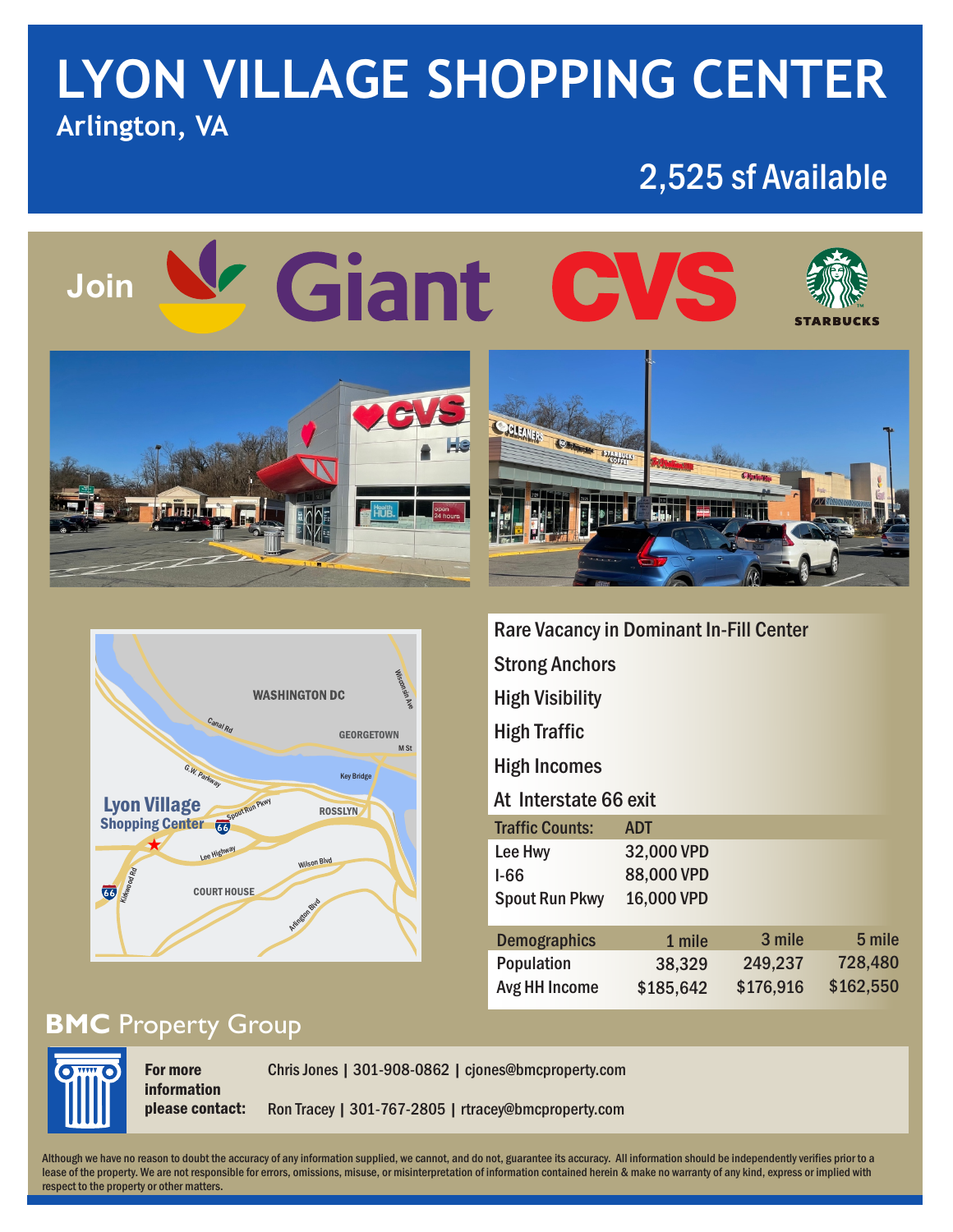# LYON VILLAGE SHOPPING CENTER

## Arlington, VA

## 2,525 sf Available

Join Giant CVS Starbucks

Rare Vacancy in Dominant In-Fill Center

Strong Anchors

High Visibility

High Traffic

High Incomes

At Interstate 66 exit

| Traffic Counts: | ADT |
|---|---|
| Lee Hwy | 32,000 VPD |
| I-66 | 88,000 VPD |
| Spout Run Pkwy | 16,000 VPD |

| Demographics | 1 mile | 3 mile | 5 mile |
|---|---|---|---|
| Population | 38,329 | 249,237 | 728,480 |
| Avg HH Income | $185,642 | $176,916 | $162,550 |

## BMC Property Group

**For more information please contact:**

Chris Jones | 301-908-0862 | cjones@bmcproperty.com

Ron Tracey | 301-767-2805 | rtracey@bmcproperty.com

Although we have no reason to doubt the accuracy of any information supplied, we cannot, and do not, guarantee its accuracy. All information should be independently verifies prior to a lease of the property. We are not responsible for errors, omissions, misuse, or misinterpretation of information contained herein & make no warranty of any kind, express or implied with respect to the property or other matters.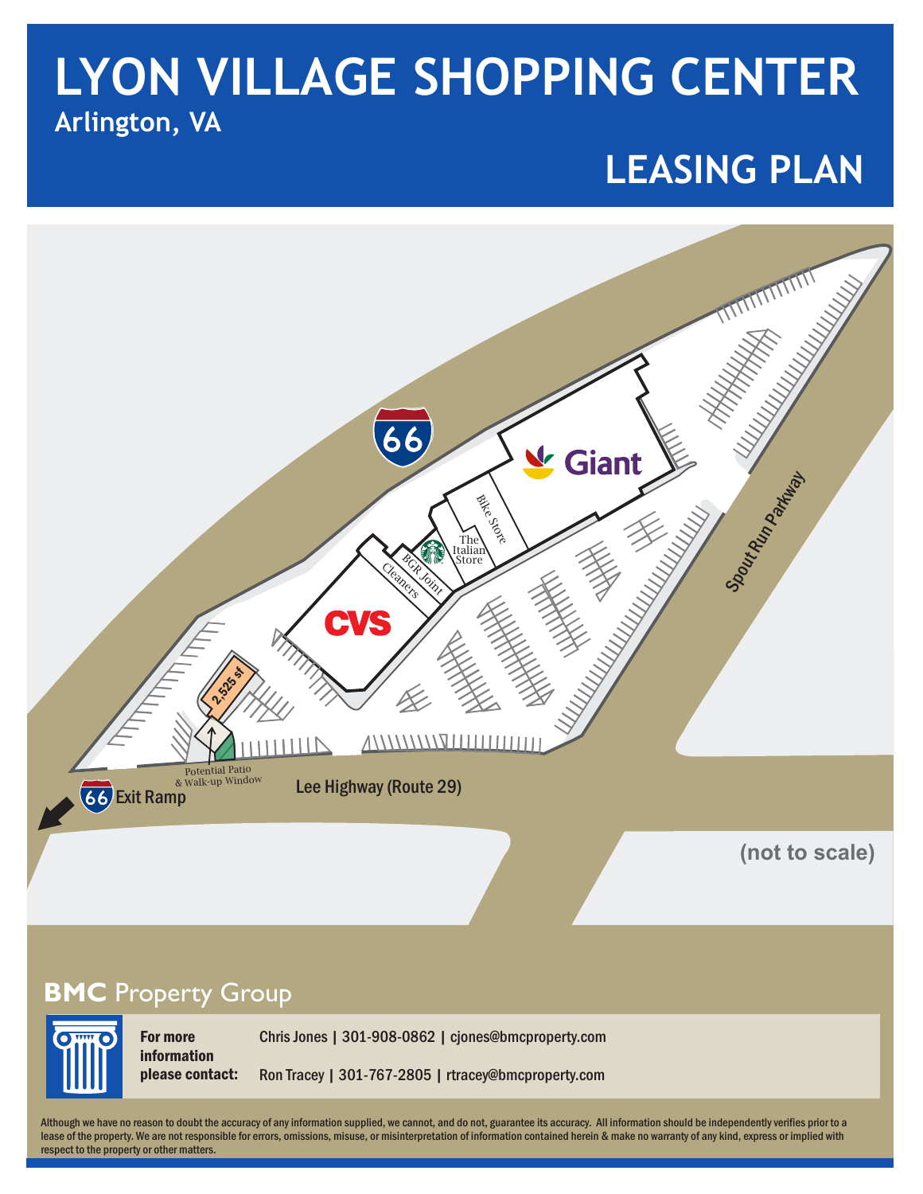# LYON VILLAGE SHOPPING CENTER

## Arlington, VA

## LEASING PLAN

66

Giant

Bike Store

The Italian Store

BGR Joint

Cleaners

CVS

2,525 sf

Potential Patio & Walk-up Window

Spout Run Parkway

66 Exit Ramp

Lee Highway (Route 29)

(not to scale)

**BMC** Property Group

**For more information please contact:**

Chris Jones | 301-908-0862 | cjones@bmcproperty.com

Ron Tracey | 301-767-2805 | rtracey@bmcproperty.com

Although we have no reason to doubt the accuracy of any information supplied, we cannot, and do not, guarantee its accuracy. All information should be independently verifies prior to a lease of the property. We are not responsible for errors, omissions, misuse, or misinterpretation of information contained herein & make no warranty of any kind, express or implied with respect to the property or other matters.